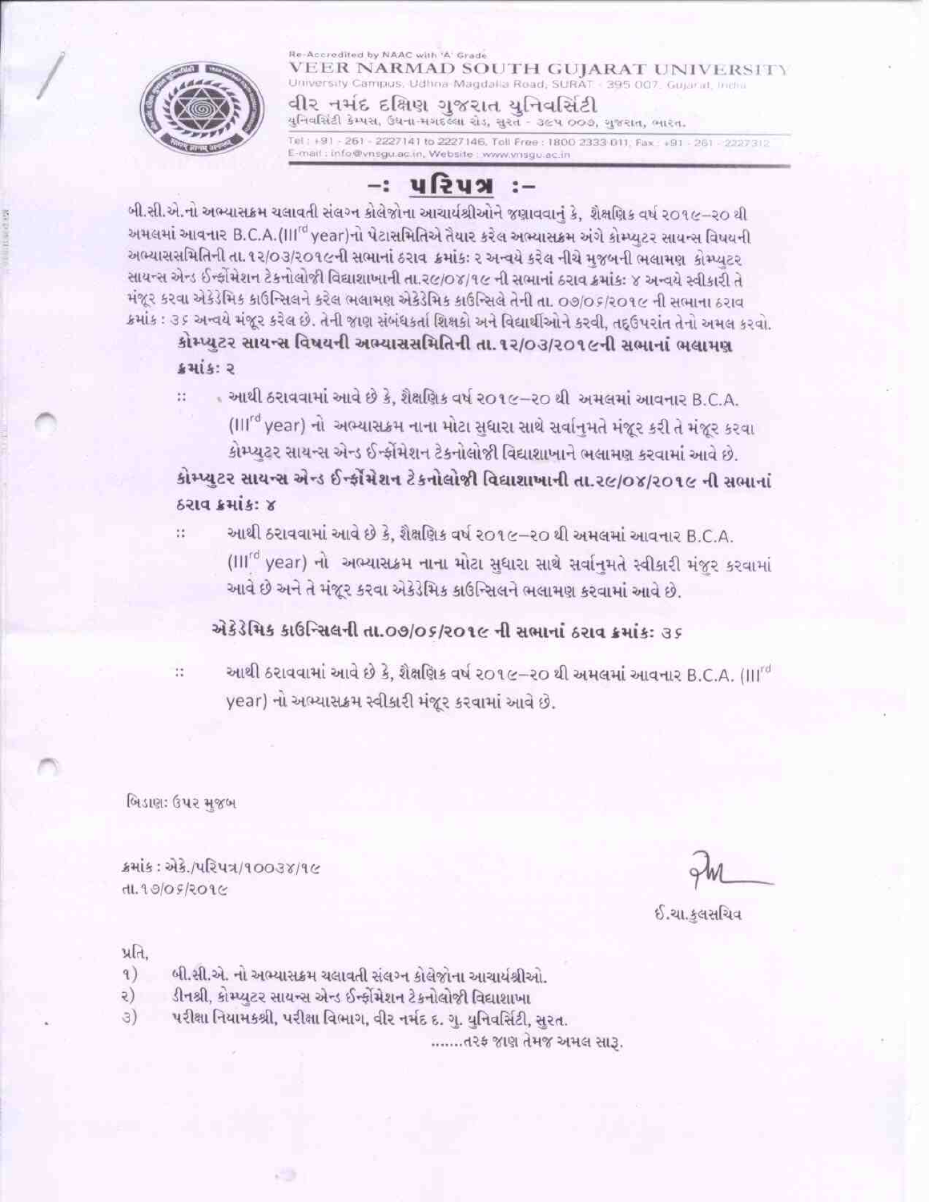Re-Accredited by NAAC with 'A' Grade

**VEER NARMAD SOUTH GUJARAT UNIVERSITY**

University Campus, Udhna-Magdalla Road, SURAT - 395 007, Gujarat, India

**વીર નર્મદ દક્ષિણ ગુજરાત યુનિવર્સિટી**

યુનિવર્સિટી કેમ્પસ, ઉધના-મગદલ્લા રોડ, સુરત - ૩૯૫ ૦૦૭, ગુજરાત, ભારત.

Tel : +91 - 261 - 2227141 to 2227146, Toll Free : 1800 2333 011, Fax : +91 - 261 - 2227312
E-mail : info@vnsgu.ac.in, Website : www.vnsgu.ac.in

# -: પરિપત્ર :-

બી.સી.એ.નો અભ્યાસક્રમ ચલાવતી સંલગ્ન કોલેજોના આચાર્યશ્રીઓને જણાવવાનું કે, શૈક્ષણિક વર્ષ ૨૦૧૯–૨૦ થી અમલમાં આવનાર B.C.A.(III^rd year)નો પેટાસમિતિએ તૈયાર કરેલ અભ્યાસક્રમ અંગે કોમ્પ્યુટર સાયન્સ વિષયની અભ્યાસસમિતિની તા.૧૨/૦૩/૨૦૧૯ની સભાનાં ઠરાવ ક્રમાંકઃ ૨ અન્વયે કરેલ નીચે મુજબની ભલામણ કોમ્પ્યુટર સાયન્સ એન્ડ ઈન્ફોર્મેશન ટેકનોલોજી વિદ્યાશાખાની તા.૨૯/૦૪/૧૯ ની સભાનાં ઠરાવ ક્રમાંકઃ ૪ અન્વયે સ્વીકારી તે મંજૂર કરવા એકેડેમિક કાઉન્સિલને કરેલ ભલામણ એકેડેમિક કાઉન્સિલે તેની તા. ૦૭/૦૬/૨૦૧૯ ની સભાના ઠરાવ ક્રમાંક : ૩૬ અન્વયે મંજૂર કરેલ છે. તેની જાણ સંબંધકર્તા શિક્ષકો અને વિદ્યાર્થીઓને કરવી, તદ્ઉપરાંત તેનો અમલ કરવો.

**કોમ્પ્યુટર સાયન્સ વિષયની અભ્યાસસમિતિની તા.૧૨/૦૩/૨૦૧૯ની સભાનાં ભલામણ ક્રમાંકઃ ૨**

:: આથી ઠરાવવામાં આવે છે કે, શૈક્ષણિક વર્ષ ૨૦૧૯–૨૦ થી અમલમાં આવનાર B.C.A. (III^rd year) નો અભ્યાસક્રમ નાના મોટા સુધારા સાથે સર્વાનુમતે મંજૂર કરી તે મંજૂર કરવા કોમ્પ્યુટર સાયન્સ એન્ડ ઈન્ફોર્મેશન ટેકનોલોજી વિદ્યાશાખાને ભલામણ કરવામાં આવે છે.

**કોમ્પ્યુટર સાયન્સ એન્ડ ઈન્ફોર્મેશન ટેકનોલોજી વિદ્યાશાખાની તા.૨૯/૦૪/૨૦૧૯ ની સભાનાં ઠરાવ ક્રમાંકઃ ૪**

:: આથી ઠરાવવામાં આવે છે કે, શૈક્ષણિક વર્ષ ૨૦૧૯–૨૦ થી અમલમાં આવનાર B.C.A. (III^rd year) નો અભ્યાસક્રમ નાના મોટા સુધારા સાથે સર્વાનુમતે સ્વીકારી મંજૂર કરવામાં આવે છે અને તે મંજૂર કરવા એકેડેમિક કાઉન્સિલને ભલામણ કરવામાં આવે છે.

**એકેડેમિક કાઉન્સિલની તા.૦૭/૦૬/૨૦૧૯ ની સભાનાં ઠરાવ ક્રમાંકઃ ૩૬**

:: આથી ઠરાવવામાં આવે છે કે, શૈક્ષણિક વર્ષ ૨૦૧૯–૨૦ થી અમલમાં આવનાર B.C.A. (III^rd year) નો અભ્યાસક્રમ સ્વીકારી મંજૂર કરવામાં આવે છે.

બિડાણઃ ઉપર મુજબ

ક્રમાંક : એકે./પરિપત્ર/૧૦૦૩૪/૧૯
તા.૧૭/૦૬/૨૦૧૯

ઈ.ચા.કુલસચિવ

પ્રતિ,

૧) બી.સી.એ. નો અભ્યાસક્રમ ચલાવતી સંલગ્ન કોલેજોના આચાર્યશ્રીઓ.
૨) ડીનશ્રી, કોમ્પ્યુટર સાયન્સ એન્ડ ઈન્ફોર્મેશન ટેકનોલોજી વિદ્યાશાખા
૩) પરીક્ષા નિયામકશ્રી, પરીક્ષા વિભાગ, વીર નર્મદ દ. ગુ. યુનિવર્સિટી, સુરત.

.......તરફ જાણ તેમજ અમલ સારૂ.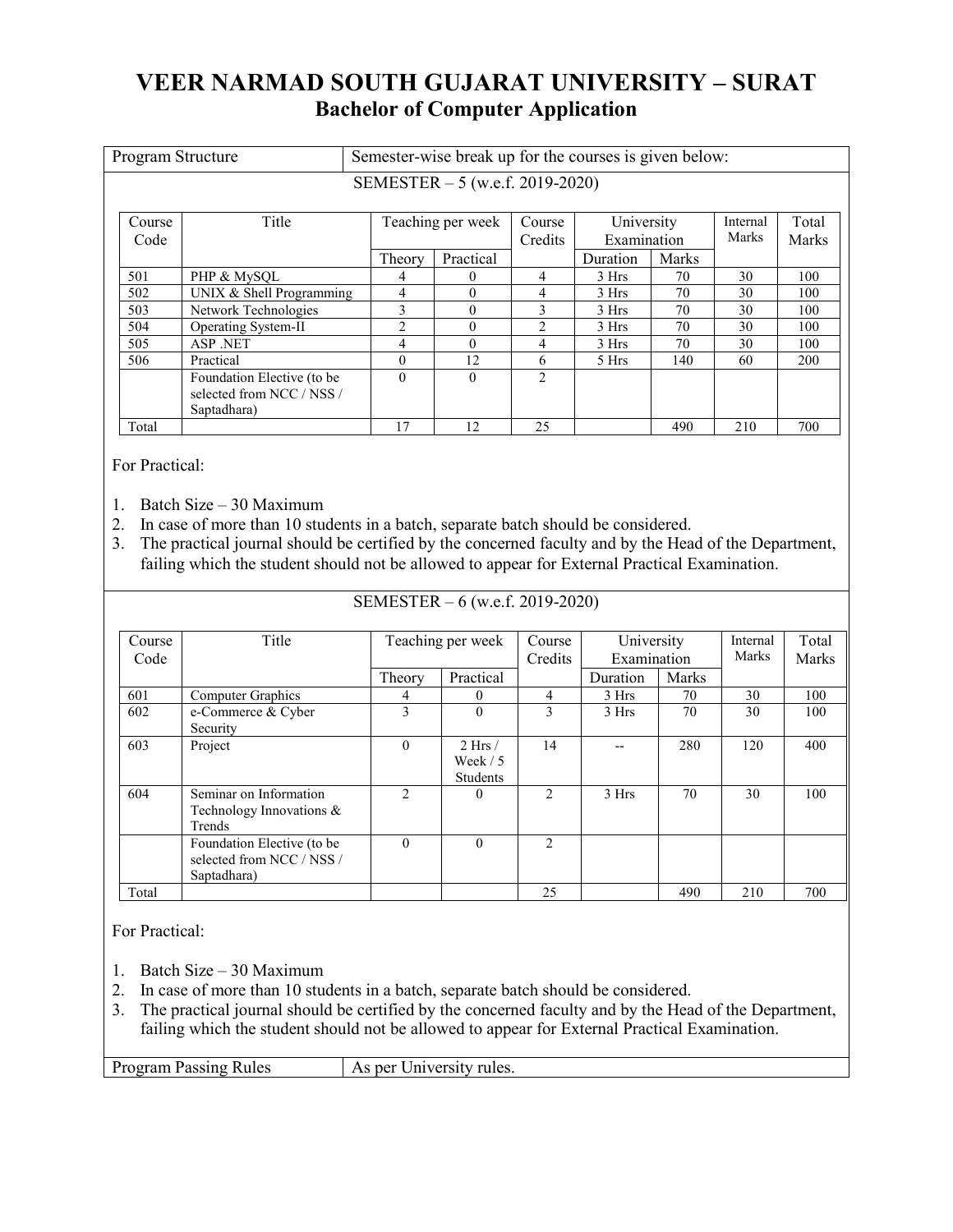# VEER NARMAD SOUTH GUJARAT UNIVERSITY – SURAT

## Bachelor of Computer Application

| Program Structure | Semester-wise break up for the courses is given below: |
|---|---|

SEMESTER – 5 (w.e.f. 2019-2020)

| Course Code | Title | Teaching per week | | Course Credits | University Examination | | Internal Marks | Total Marks |
|---|---|---|---|---|---|---|---|---|
| | | Theory | Practical | | Duration | Marks | | |
| 501 | PHP & MySQL | 4 | 0 | 4 | 3 Hrs | 70 | 30 | 100 |
| 502 | UNIX & Shell Programming | 4 | 0 | 4 | 3 Hrs | 70 | 30 | 100 |
| 503 | Network Technologies | 3 | 0 | 3 | 3 Hrs | 70 | 30 | 100 |
| 504 | Operating System-II | 2 | 0 | 2 | 3 Hrs | 70 | 30 | 100 |
| 505 | ASP .NET | 4 | 0 | 4 | 3 Hrs | 70 | 30 | 100 |
| 506 | Practical | 0 | 12 | 6 | 5 Hrs | 140 | 60 | 200 |
| | Foundation Elective (to be selected from NCC / NSS / Saptadhara) | 0 | 0 | 2 | | | | |
| Total | | 17 | 12 | 25 | | 490 | 210 | 700 |

For Practical:

1. Batch Size – 30 Maximum
2. In case of more than 10 students in a batch, separate batch should be considered.
3. The practical journal should be certified by the concerned faculty and by the Head of the Department, failing which the student should not be allowed to appear for External Practical Examination.

SEMESTER – 6 (w.e.f. 2019-2020)

| Course Code | Title | Teaching per week | | Course Credits | University Examination | | Internal Marks | Total Marks |
|---|---|---|---|---|---|---|---|---|
| | | Theory | Practical | | Duration | Marks | | |
| 601 | Computer Graphics | 4 | 0 | 4 | 3 Hrs | 70 | 30 | 100 |
| 602 | e-Commerce & Cyber Security | 3 | 0 | 3 | 3 Hrs | 70 | 30 | 100 |
| 603 | Project | 0 | 2 Hrs / Week / 5 Students | 14 | -- | 280 | 120 | 400 |
| 604 | Seminar on Information Technology Innovations & Trends | 2 | 0 | 2 | 3 Hrs | 70 | 30 | 100 |
| | Foundation Elective (to be selected from NCC / NSS / Saptadhara) | 0 | 0 | 2 | | | | |
| Total | | | | 25 | | 490 | 210 | 700 |

For Practical:

1. Batch Size – 30 Maximum
2. In case of more than 10 students in a batch, separate batch should be considered.
3. The practical journal should be certified by the concerned faculty and by the Head of the Department, failing which the student should not be allowed to appear for External Practical Examination.

| Program Passing Rules | As per University rules. |
|---|---|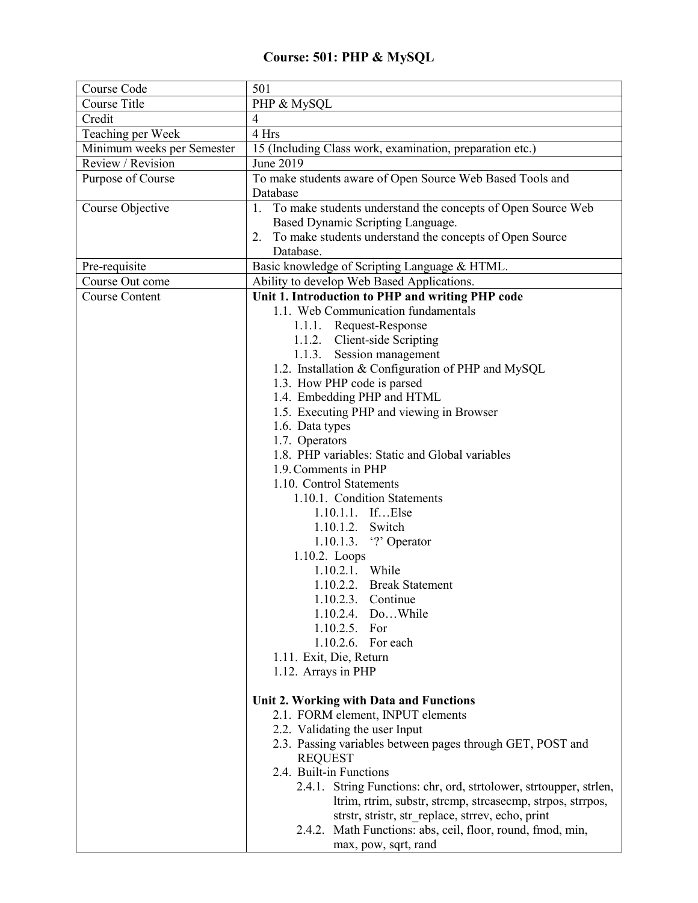# Course: 501: PHP & MySQL

| Course Code | 501 |
|---|---|
| Course Title | PHP & MySQL |
| Credit | 4 |
| Teaching per Week | 4 Hrs |
| Minimum weeks per Semester | 15 (Including Class work, examination, preparation etc.) |
| Review / Revision | June 2019 |
| Purpose of Course | To make students aware of Open Source Web Based Tools and Database |
| Course Objective | 1. To make students understand the concepts of Open Source Web Based Dynamic Scripting Language.<br>2. To make students understand the concepts of Open Source Database. |
| Pre-requisite | Basic knowledge of Scripting Language & HTML. |
| Course Out come | Ability to develop Web Based Applications. |
| Course Content | **Unit 1. Introduction to PHP and writing PHP code**<br>1.1. Web Communication fundamentals<br>1.1.1. Request-Response<br>1.1.2. Client-side Scripting<br>1.1.3. Session management<br>1.2. Installation & Configuration of PHP and MySQL<br>1.3. How PHP code is parsed<br>1.4. Embedding PHP and HTML<br>1.5. Executing PHP and viewing in Browser<br>1.6. Data types<br>1.7. Operators<br>1.8. PHP variables: Static and Global variables<br>1.9. Comments in PHP<br>1.10. Control Statements<br>1.10.1. Condition Statements<br>1.10.1.1. If…Else<br>1.10.1.2. Switch<br>1.10.1.3. '?' Operator<br>1.10.2. Loops<br>1.10.2.1. While<br>1.10.2.2. Break Statement<br>1.10.2.3. Continue<br>1.10.2.4. Do…While<br>1.10.2.5. For<br>1.10.2.6. For each<br>1.11. Exit, Die, Return<br>1.12. Arrays in PHP<br><br>**Unit 2. Working with Data and Functions**<br>2.1. FORM element, INPUT elements<br>2.2. Validating the user Input<br>2.3. Passing variables between pages through GET, POST and REQUEST<br>2.4. Built-in Functions<br>2.4.1. String Functions: chr, ord, strtolower, strtoupper, strlen, ltrim, rtrim, substr, strcmp, strcasecmp, strpos, strrpos, strstr, stristr, str_replace, strrev, echo, print<br>2.4.2. Math Functions: abs, ceil, floor, round, fmod, min, max, pow, sqrt, rand |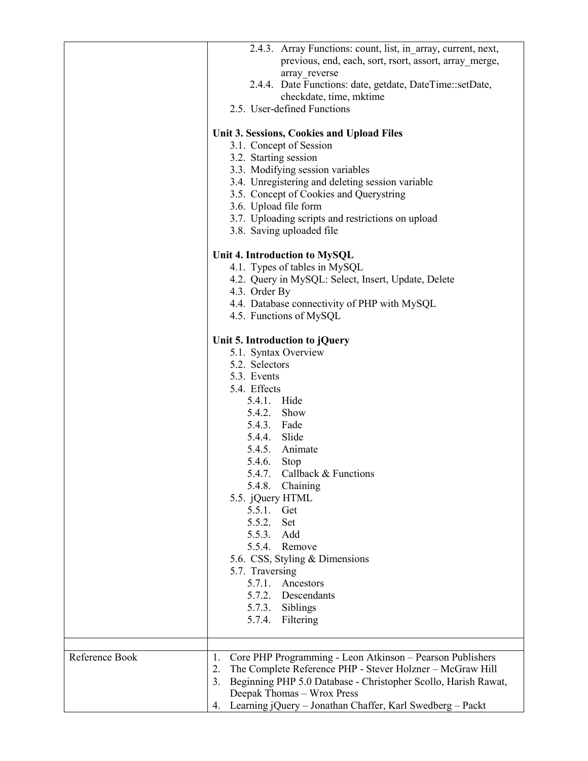| | |
|---|---|
| | 2.4.3. Array Functions: count, list, in_array, current, next, previous, end, each, sort, rsort, assort, array_merge, array_reverse<br>2.4.4. Date Functions: date, getdate, DateTime::setDate, checkdate, time, mktime<br>2.5. User-defined Functions<br><br>**Unit 3. Sessions, Cookies and Upload Files**<br>3.1. Concept of Session<br>3.2. Starting session<br>3.3. Modifying session variables<br>3.4. Unregistering and deleting session variable<br>3.5. Concept of Cookies and Querystring<br>3.6. Upload file form<br>3.7. Uploading scripts and restrictions on upload<br>3.8. Saving uploaded file<br><br>**Unit 4. Introduction to MySQL**<br>4.1. Types of tables in MySQL<br>4.2. Query in MySQL: Select, Insert, Update, Delete<br>4.3. Order By<br>4.4. Database connectivity of PHP with MySQL<br>4.5. Functions of MySQL<br><br>**Unit 5. Introduction to jQuery**<br>5.1. Syntax Overview<br>5.2. Selectors<br>5.3. Events<br>5.4. Effects<br>5.4.1. Hide<br>5.4.2. Show<br>5.4.3. Fade<br>5.4.4. Slide<br>5.4.5. Animate<br>5.4.6. Stop<br>5.4.7. Callback & Functions<br>5.4.8. Chaining<br>5.5. jQuery HTML<br>5.5.1. Get<br>5.5.2. Set<br>5.5.3. Add<br>5.5.4. Remove<br>5.6. CSS, Styling & Dimensions<br>5.7. Traversing<br>5.7.1. Ancestors<br>5.7.2. Descendants<br>5.7.3. Siblings<br>5.7.4. Filtering |
| | |
| Reference Book | 1. Core PHP Programming - Leon Atkinson – Pearson Publishers<br>2. The Complete Reference PHP - Stever Holzner – McGraw Hill<br>3. Beginning PHP 5.0 Database - Christopher Scollo, Harish Rawat, Deepak Thomas – Wrox Press<br>4. Learning jQuery – Jonathan Chaffer, Karl Swedberg – Packt |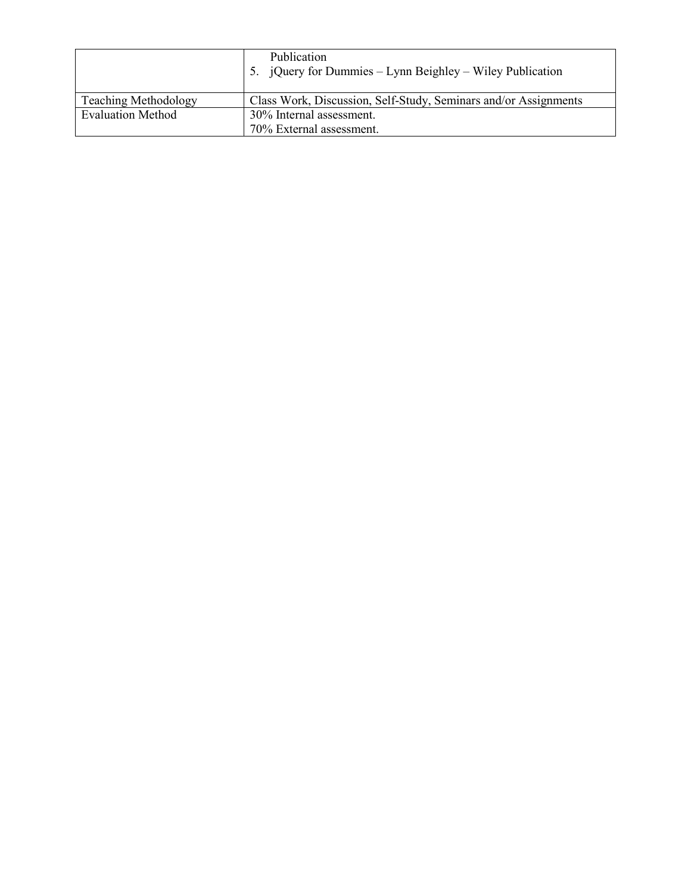| | |
|---|---|
| | Publication<br>5. jQuery for Dummies – Lynn Beighley – Wiley Publication |
| Teaching Methodology | Class Work, Discussion, Self-Study, Seminars and/or Assignments |
| Evaluation Method | 30% Internal assessment.<br>70% External assessment. |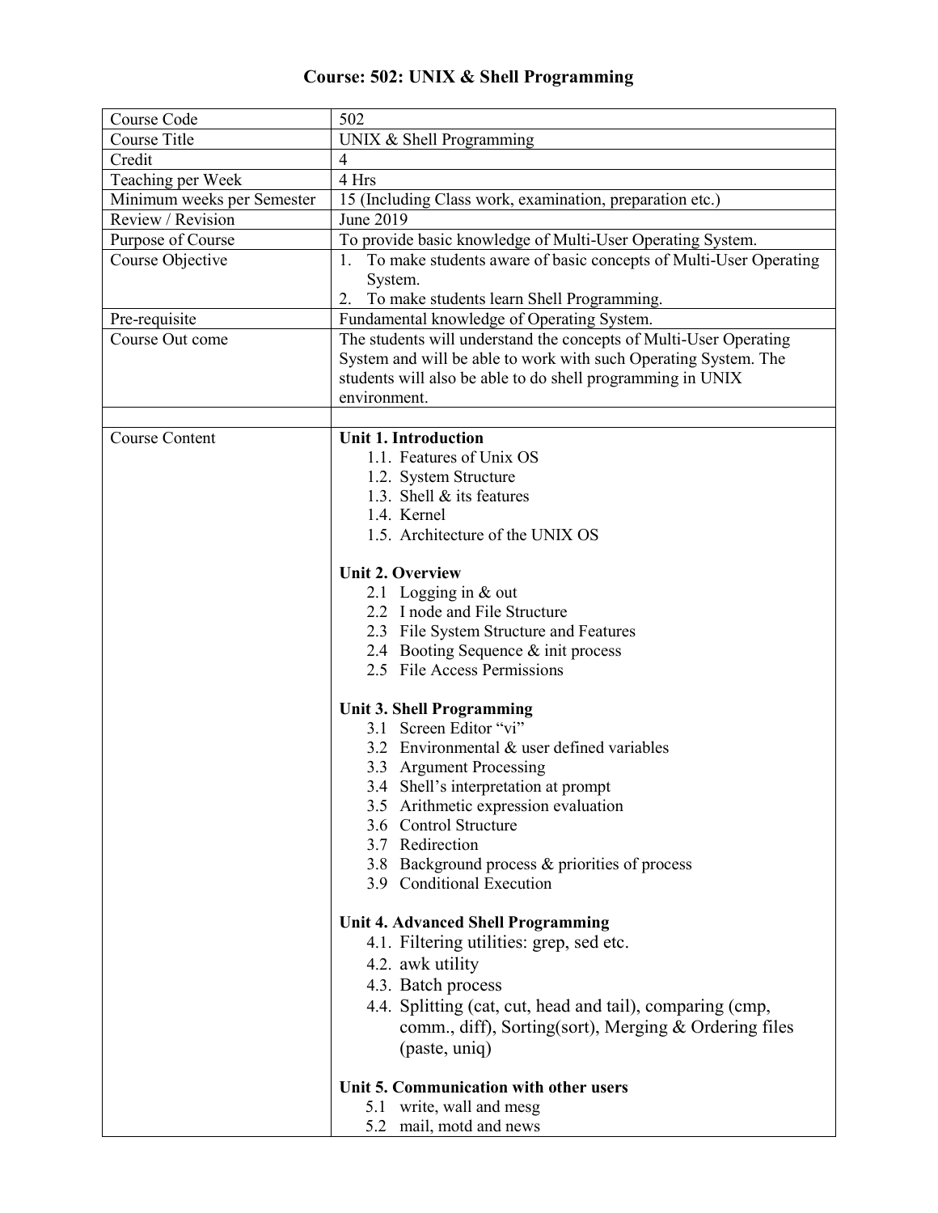# Course: 502: UNIX & Shell Programming

| | |
|---|---|
| Course Code | 502 |
| Course Title | UNIX & Shell Programming |
| Credit | 4 |
| Teaching per Week | 4 Hrs |
| Minimum weeks per Semester | 15 (Including Class work, examination, preparation etc.) |
| Review / Revision | June 2019 |
| Purpose of Course | To provide basic knowledge of Multi-User Operating System. |
| Course Objective | 1. To make students aware of basic concepts of Multi-User Operating System.<br>2. To make students learn Shell Programming. |
| Pre-requisite | Fundamental knowledge of Operating System. |
| Course Out come | The students will understand the concepts of Multi-User Operating System and will be able to work with such Operating System. The students will also be able to do shell programming in UNIX environment. |
| | |
| Course Content | **Unit 1. Introduction**<br>1.1. Features of Unix OS<br>1.2. System Structure<br>1.3. Shell & its features<br>1.4. Kernel<br>1.5. Architecture of the UNIX OS<br><br>**Unit 2. Overview**<br>2.1 Logging in & out<br>2.2 I node and File Structure<br>2.3 File System Structure and Features<br>2.4 Booting Sequence & init process<br>2.5 File Access Permissions<br><br>**Unit 3. Shell Programming**<br>3.1 Screen Editor "vi"<br>3.2 Environmental & user defined variables<br>3.3 Argument Processing<br>3.4 Shell's interpretation at prompt<br>3.5 Arithmetic expression evaluation<br>3.6 Control Structure<br>3.7 Redirection<br>3.8 Background process & priorities of process<br>3.9 Conditional Execution<br><br>**Unit 4. Advanced Shell Programming**<br>4.1. Filtering utilities: grep, sed etc.<br>4.2. awk utility<br>4.3. Batch process<br>4.4. Splitting (cat, cut, head and tail), comparing (cmp, comm., diff), Sorting(sort), Merging & Ordering files (paste, uniq)<br><br>**Unit 5. Communication with other users**<br>5.1 write, wall and mesg<br>5.2 mail, motd and news |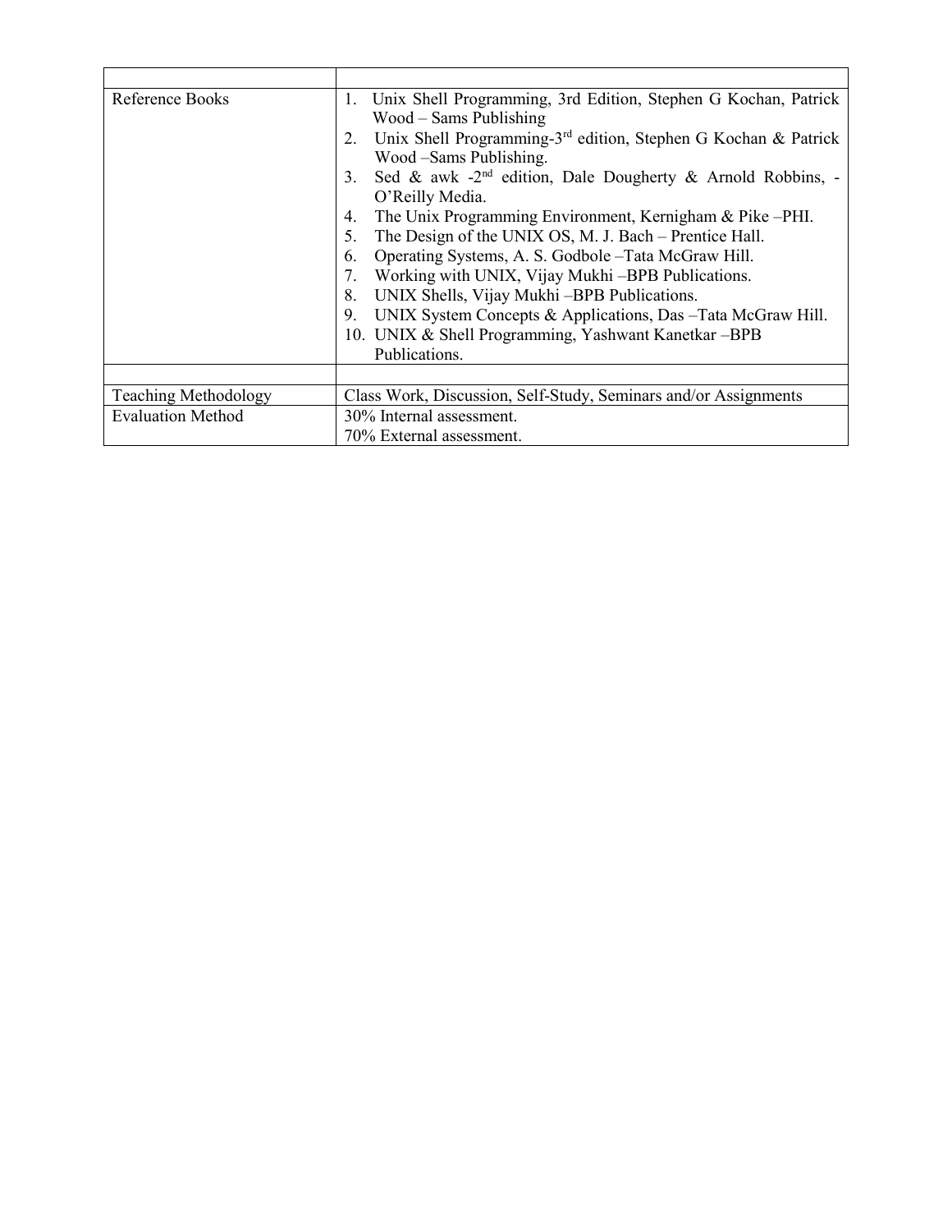| | |
|---|---|
| Reference Books | 1. Unix Shell Programming, 3rd Edition, Stephen G Kochan, Patrick Wood – Sams Publishing<br>2. Unix Shell Programming-3rd edition, Stephen G Kochan & Patrick Wood –Sams Publishing.<br>3. Sed & awk -2nd edition, Dale Dougherty & Arnold Robbins, - O'Reilly Media.<br>4. The Unix Programming Environment, Kernigham & Pike –PHI.<br>5. The Design of the UNIX OS, M. J. Bach – Prentice Hall.<br>6. Operating Systems, A. S. Godbole –Tata McGraw Hill.<br>7. Working with UNIX, Vijay Mukhi –BPB Publications.<br>8. UNIX Shells, Vijay Mukhi –BPB Publications.<br>9. UNIX System Concepts & Applications, Das –Tata McGraw Hill.<br>10. UNIX & Shell Programming, Yashwant Kanetkar –BPB Publications. |
| | |
| Teaching Methodology | Class Work, Discussion, Self-Study, Seminars and/or Assignments |
| Evaluation Method | 30% Internal assessment.<br>70% External assessment. |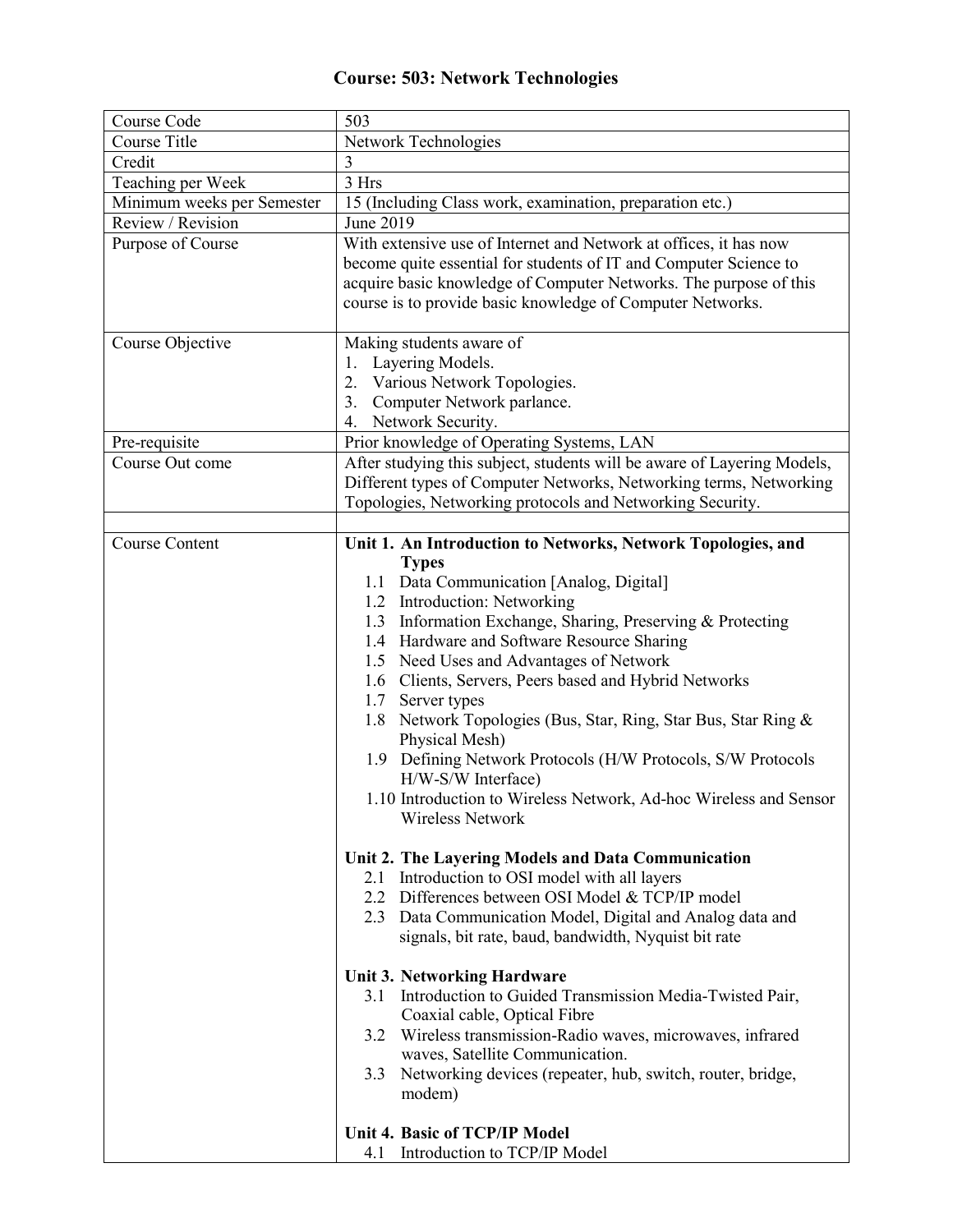# Course: 503: Network Technologies

| Course Code | 503 |
|---|---|
| Course Title | Network Technologies |
| Credit | 3 |
| Teaching per Week | 3 Hrs |
| Minimum weeks per Semester | 15 (Including Class work, examination, preparation etc.) |
| Review / Revision | June 2019 |
| Purpose of Course | With extensive use of Internet and Network at offices, it has now become quite essential for students of IT and Computer Science to acquire basic knowledge of Computer Networks. The purpose of this course is to provide basic knowledge of Computer Networks. |
| Course Objective | Making students aware of<br>1. Layering Models.<br>2. Various Network Topologies.<br>3. Computer Network parlance.<br>4. Network Security. |
| Pre-requisite | Prior knowledge of Operating Systems, LAN |
| Course Out come | After studying this subject, students will be aware of Layering Models, Different types of Computer Networks, Networking terms, Networking Topologies, Networking protocols and Networking Security. |
| | |
| Course Content | **Unit 1. An Introduction to Networks, Network Topologies, and Types**<br>1.1 Data Communication [Analog, Digital]<br>1.2 Introduction: Networking<br>1.3 Information Exchange, Sharing, Preserving & Protecting<br>1.4 Hardware and Software Resource Sharing<br>1.5 Need Uses and Advantages of Network<br>1.6 Clients, Servers, Peers based and Hybrid Networks<br>1.7 Server types<br>1.8 Network Topologies (Bus, Star, Ring, Star Bus, Star Ring & Physical Mesh)<br>1.9 Defining Network Protocols (H/W Protocols, S/W Protocols H/W-S/W Interface)<br>1.10 Introduction to Wireless Network, Ad-hoc Wireless and Sensor Wireless Network<br><br>**Unit 2. The Layering Models and Data Communication**<br>2.1 Introduction to OSI model with all layers<br>2.2 Differences between OSI Model & TCP/IP model<br>2.3 Data Communication Model, Digital and Analog data and signals, bit rate, baud, bandwidth, Nyquist bit rate<br><br>**Unit 3. Networking Hardware**<br>3.1 Introduction to Guided Transmission Media-Twisted Pair, Coaxial cable, Optical Fibre<br>3.2 Wireless transmission-Radio waves, microwaves, infrared waves, Satellite Communication.<br>3.3 Networking devices (repeater, hub, switch, router, bridge, modem)<br><br>**Unit 4. Basic of TCP/IP Model**<br>4.1 Introduction to TCP/IP Model |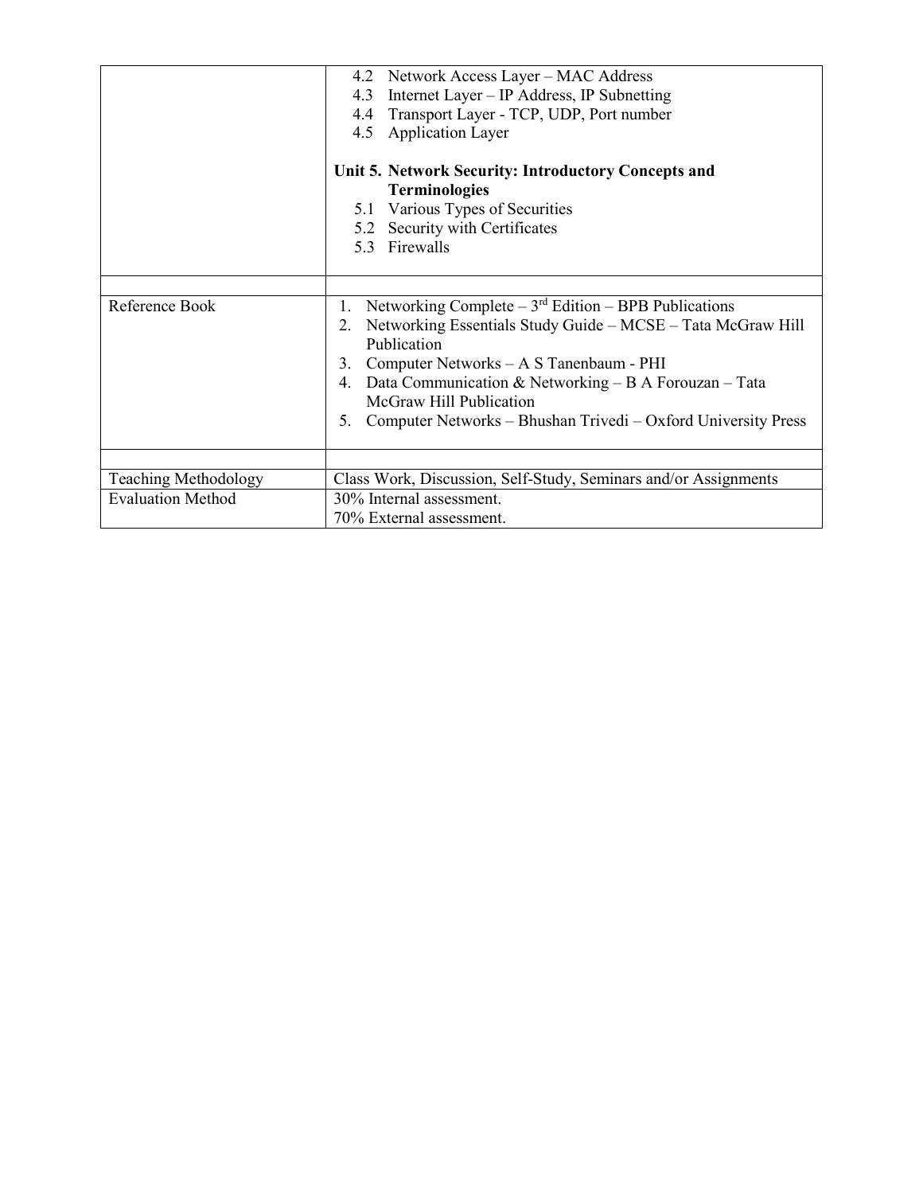| | |
|---|---|
| | 4.2 Network Access Layer – MAC Address<br>4.3 Internet Layer – IP Address, IP Subnetting<br>4.4 Transport Layer - TCP, UDP, Port number<br>4.5 Application Layer<br><br>**Unit 5. Network Security: Introductory Concepts and Terminologies**<br>5.1 Various Types of Securities<br>5.2 Security with Certificates<br>5.3 Firewalls |
| | |
| Reference Book | 1. Networking Complete – 3rd Edition – BPB Publications<br>2. Networking Essentials Study Guide – MCSE – Tata McGraw Hill Publication<br>3. Computer Networks – A S Tanenbaum - PHI<br>4. Data Communication & Networking – B A Forouzan – Tata McGraw Hill Publication<br>5. Computer Networks – Bhushan Trivedi – Oxford University Press |
| | |
| Teaching Methodology | Class Work, Discussion, Self-Study, Seminars and/or Assignments |
| Evaluation Method | 30% Internal assessment.<br>70% External assessment. |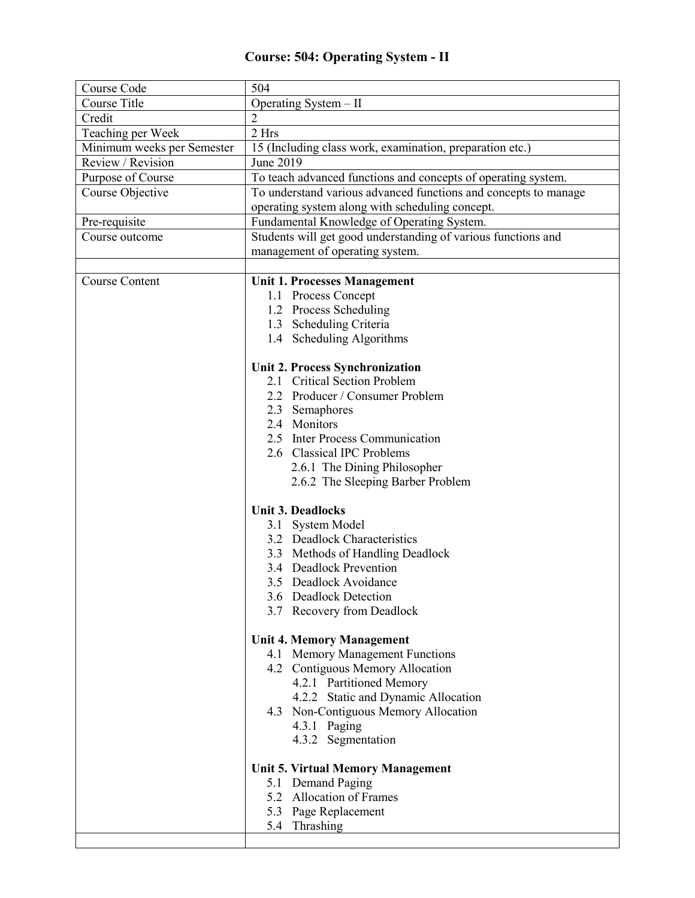# Course: 504: Operating System - II

| Course Code | 504 |
|---|---|
| Course Title | Operating System – II |
| Credit | 2 |
| Teaching per Week | 2 Hrs |
| Minimum weeks per Semester | 15 (Including class work, examination, preparation etc.) |
| Review / Revision | June 2019 |
| Purpose of Course | To teach advanced functions and concepts of operating system. |
| Course Objective | To understand various advanced functions and concepts to manage operating system along with scheduling concept. |
| Pre-requisite | Fundamental Knowledge of Operating System. |
| Course outcome | Students will get good understanding of various functions and management of operating system. |
| | |
| Course Content | **Unit 1. Processes Management**<br>1.1 Process Concept<br>1.2 Process Scheduling<br>1.3 Scheduling Criteria<br>1.4 Scheduling Algorithms<br><br>**Unit 2. Process Synchronization**<br>2.1 Critical Section Problem<br>2.2 Producer / Consumer Problem<br>2.3 Semaphores<br>2.4 Monitors<br>2.5 Inter Process Communication<br>2.6 Classical IPC Problems<br>2.6.1 The Dining Philosopher<br>2.6.2 The Sleeping Barber Problem<br><br>**Unit 3. Deadlocks**<br>3.1 System Model<br>3.2 Deadlock Characteristics<br>3.3 Methods of Handling Deadlock<br>3.4 Deadlock Prevention<br>3.5 Deadlock Avoidance<br>3.6 Deadlock Detection<br>3.7 Recovery from Deadlock<br><br>**Unit 4. Memory Management**<br>4.1 Memory Management Functions<br>4.2 Contiguous Memory Allocation<br>4.2.1 Partitioned Memory<br>4.2.2 Static and Dynamic Allocation<br>4.3 Non-Contiguous Memory Allocation<br>4.3.1 Paging<br>4.3.2 Segmentation<br><br>**Unit 5. Virtual Memory Management**<br>5.1 Demand Paging<br>5.2 Allocation of Frames<br>5.3 Page Replacement<br>5.4 Thrashing |
| | |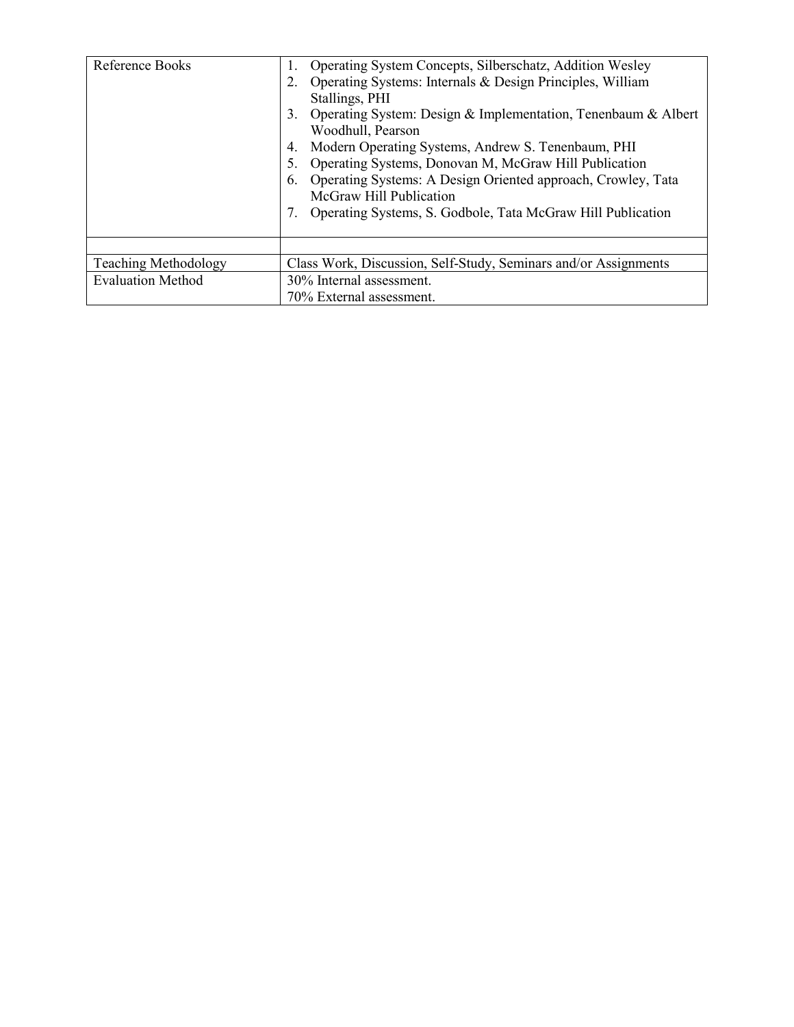| | |
|---|---|
| Reference Books | 1. Operating System Concepts, Silberschatz, Addition Wesley<br>2. Operating Systems: Internals & Design Principles, William Stallings, PHI<br>3. Operating System: Design & Implementation, Tenenbaum & Albert Woodhull, Pearson<br>4. Modern Operating Systems, Andrew S. Tenenbaum, PHI<br>5. Operating Systems, Donovan M, McGraw Hill Publication<br>6. Operating Systems: A Design Oriented approach, Crowley, Tata McGraw Hill Publication<br>7. Operating Systems, S. Godbole, Tata McGraw Hill Publication |
| | |
| Teaching Methodology | Class Work, Discussion, Self-Study, Seminars and/or Assignments |
| Evaluation Method | 30% Internal assessment.<br>70% External assessment. |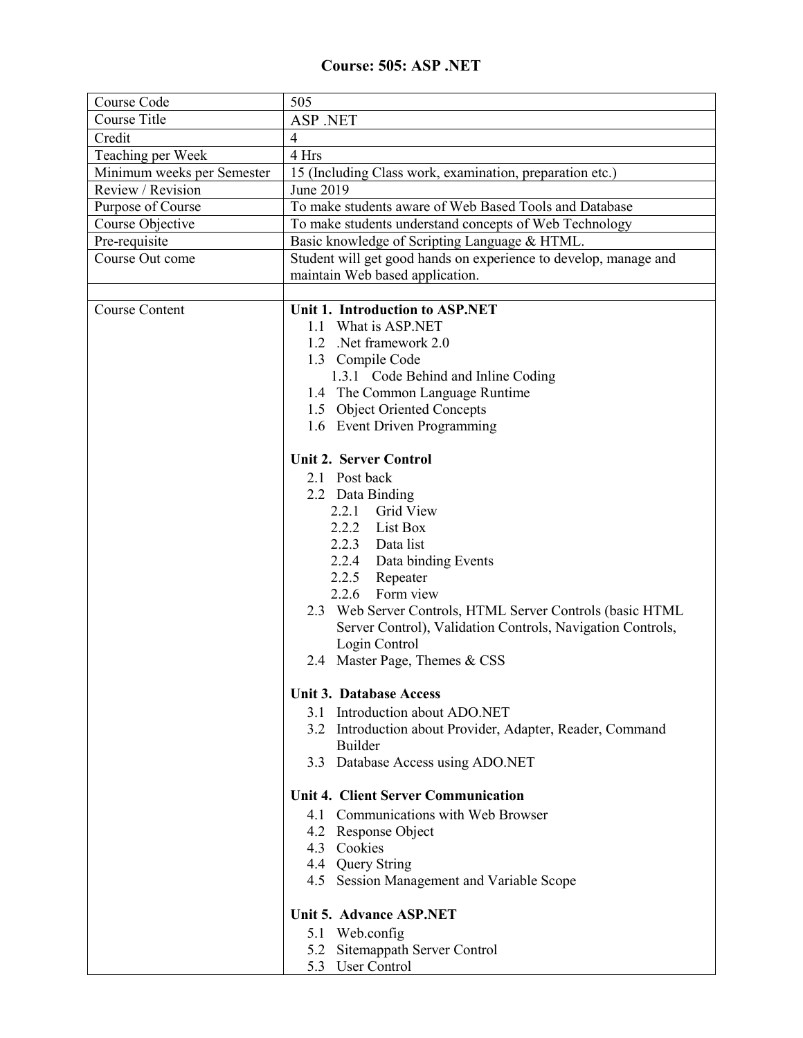# Course: 505: ASP .NET

| | |
|---|---|
| Course Code | 505 |
| Course Title | ASP .NET |
| Credit | 4 |
| Teaching per Week | 4 Hrs |
| Minimum weeks per Semester | 15 (Including Class work, examination, preparation etc.) |
| Review / Revision | June 2019 |
| Purpose of Course | To make students aware of Web Based Tools and Database |
| Course Objective | To make students understand concepts of Web Technology |
| Pre-requisite | Basic knowledge of Scripting Language & HTML. |
| Course Out come | Student will get good hands on experience to develop, manage and maintain Web based application. |
| | |
| Course Content | **Unit 1. Introduction to ASP.NET**<br>1.1 What is ASP.NET<br>1.2 .Net framework 2.0<br>1.3 Compile Code<br>1.3.1 Code Behind and Inline Coding<br>1.4 The Common Language Runtime<br>1.5 Object Oriented Concepts<br>1.6 Event Driven Programming<br><br>**Unit 2. Server Control**<br>2.1 Post back<br>2.2 Data Binding<br>2.2.1 Grid View<br>2.2.2 List Box<br>2.2.3 Data list<br>2.2.4 Data binding Events<br>2.2.5 Repeater<br>2.2.6 Form view<br>2.3 Web Server Controls, HTML Server Controls (basic HTML Server Control), Validation Controls, Navigation Controls, Login Control<br>2.4 Master Page, Themes & CSS<br><br>**Unit 3. Database Access**<br>3.1 Introduction about ADO.NET<br>3.2 Introduction about Provider, Adapter, Reader, Command Builder<br>3.3 Database Access using ADO.NET<br><br>**Unit 4. Client Server Communication**<br>4.1 Communications with Web Browser<br>4.2 Response Object<br>4.3 Cookies<br>4.4 Query String<br>4.5 Session Management and Variable Scope<br><br>**Unit 5. Advance ASP.NET**<br>5.1 Web.config<br>5.2 Sitemappath Server Control<br>5.3 User Control |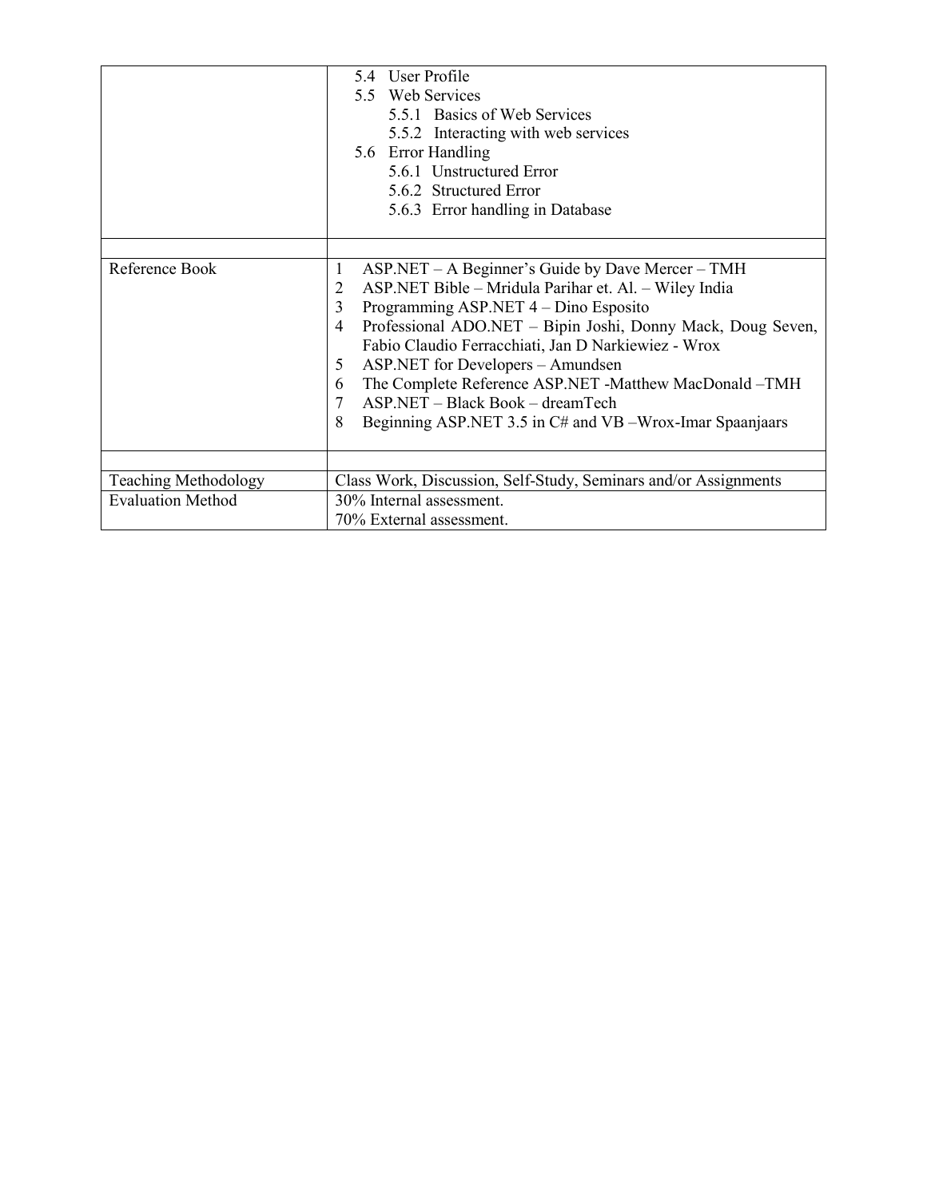| | |
|---|---|
| | 5.4 User Profile<br>5.5 Web Services<br>5.5.1 Basics of Web Services<br>5.5.2 Interacting with web services<br>5.6 Error Handling<br>5.6.1 Unstructured Error<br>5.6.2 Structured Error<br>5.6.3 Error handling in Database |
| | |
| Reference Book | 1 ASP.NET – A Beginner's Guide by Dave Mercer – TMH<br>2 ASP.NET Bible – Mridula Parihar et. Al. – Wiley India<br>3 Programming ASP.NET 4 – Dino Esposito<br>4 Professional ADO.NET – Bipin Joshi, Donny Mack, Doug Seven, Fabio Claudio Ferracchiati, Jan D Narkiewiez - Wrox<br>5 ASP.NET for Developers – Amundsen<br>6 The Complete Reference ASP.NET -Matthew MacDonald –TMH<br>7 ASP.NET – Black Book – dreamTech<br>8 Beginning ASP.NET 3.5 in C# and VB –Wrox-Imar Spaanjaars |
| | |
| Teaching Methodology | Class Work, Discussion, Self-Study, Seminars and/or Assignments |
| Evaluation Method | 30% Internal assessment.<br>70% External assessment. |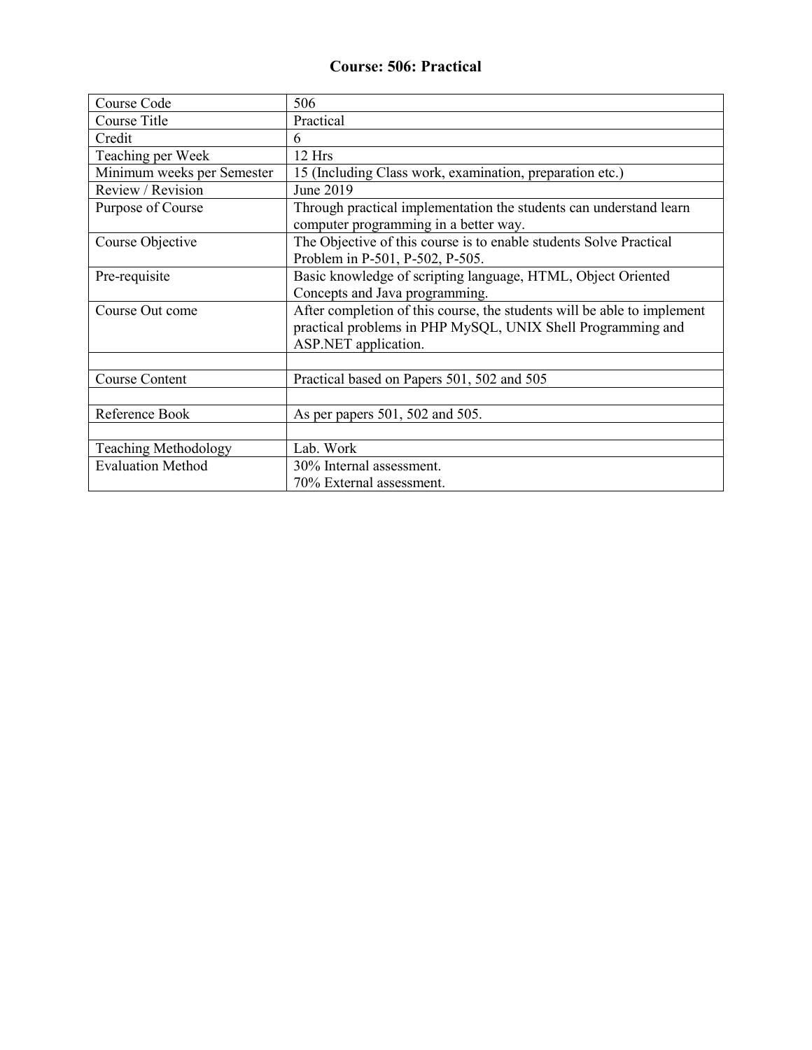# Course: 506: Practical

| Course Code | 506 |
|---|---|
| Course Title | Practical |
| Credit | 6 |
| Teaching per Week | 12 Hrs |
| Minimum weeks per Semester | 15 (Including Class work, examination, preparation etc.) |
| Review / Revision | June 2019 |
| Purpose of Course | Through practical implementation the students can understand learn computer programming in a better way. |
| Course Objective | The Objective of this course is to enable students Solve Practical Problem in P-501, P-502, P-505. |
| Pre-requisite | Basic knowledge of scripting language, HTML, Object Oriented Concepts and Java programming. |
| Course Out come | After completion of this course, the students will be able to implement practical problems in PHP MySQL, UNIX Shell Programming and ASP.NET application. |
| | |
| Course Content | Practical based on Papers 501, 502 and 505 |
| | |
| Reference Book | As per papers 501, 502 and 505. |
| | |
| Teaching Methodology | Lab. Work |
| Evaluation Method | 30% Internal assessment.<br>70% External assessment. |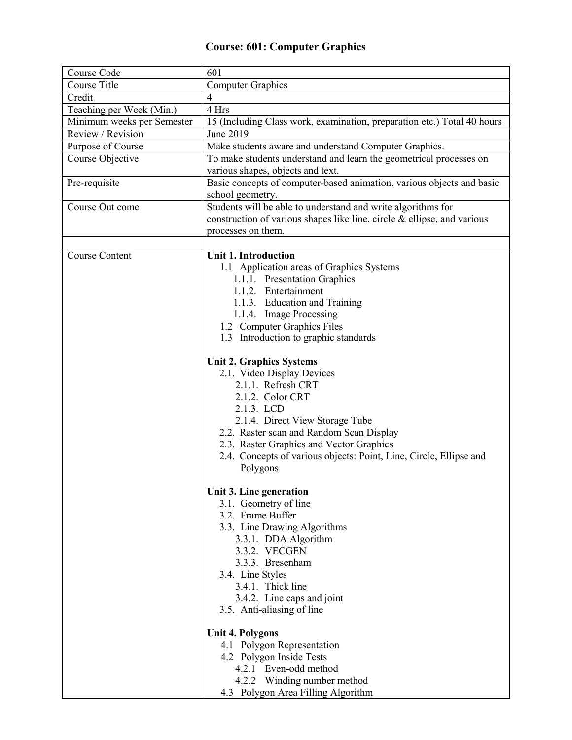# Course: 601: Computer Graphics

| Course Code | 601 |
|---|---|
| Course Title | Computer Graphics |
| Credit | 4 |
| Teaching per Week (Min.) | 4 Hrs |
| Minimum weeks per Semester | 15 (Including Class work, examination, preparation etc.) Total 40 hours |
| Review / Revision | June 2019 |
| Purpose of Course | Make students aware and understand Computer Graphics. |
| Course Objective | To make students understand and learn the geometrical processes on various shapes, objects and text. |
| Pre-requisite | Basic concepts of computer-based animation, various objects and basic school geometry. |
| Course Out come | Students will be able to understand and write algorithms for construction of various shapes like line, circle & ellipse, and various processes on them. |
| | |
| Course Content | **Unit 1. Introduction**<br>1.1 Application areas of Graphics Systems<br>1.1.1. Presentation Graphics<br>1.1.2. Entertainment<br>1.1.3. Education and Training<br>1.1.4. Image Processing<br>1.2 Computer Graphics Files<br>1.3 Introduction to graphic standards<br><br>**Unit 2. Graphics Systems**<br>2.1. Video Display Devices<br>2.1.1. Refresh CRT<br>2.1.2. Color CRT<br>2.1.3. LCD<br>2.1.4. Direct View Storage Tube<br>2.2. Raster scan and Random Scan Display<br>2.3. Raster Graphics and Vector Graphics<br>2.4. Concepts of various objects: Point, Line, Circle, Ellipse and Polygons<br><br>**Unit 3. Line generation**<br>3.1. Geometry of line<br>3.2. Frame Buffer<br>3.3. Line Drawing Algorithms<br>3.3.1. DDA Algorithm<br>3.3.2. VECGEN<br>3.3.3. Bresenham<br>3.4. Line Styles<br>3.4.1. Thick line<br>3.4.2. Line caps and joint<br>3.5. Anti-aliasing of line<br><br>**Unit 4. Polygons**<br>4.1 Polygon Representation<br>4.2 Polygon Inside Tests<br>4.2.1 Even-odd method<br>4.2.2 Winding number method<br>4.3 Polygon Area Filling Algorithm |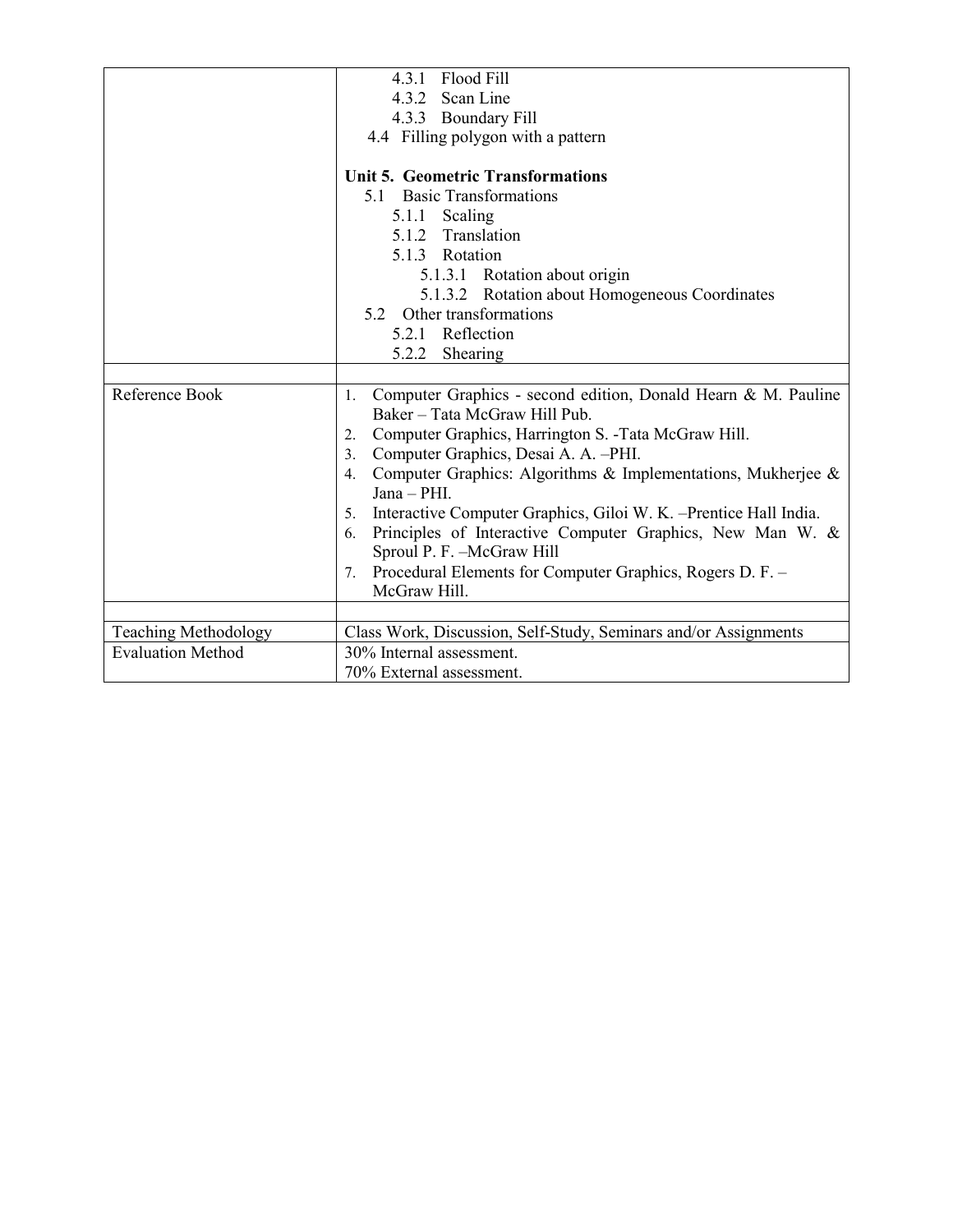| | |
|---|---|
| | 4.3.1 Flood Fill<br>4.3.2 Scan Line<br>4.3.3 Boundary Fill<br>4.4 Filling polygon with a pattern<br><br>**Unit 5. Geometric Transformations**<br>5.1 Basic Transformations<br>5.1.1 Scaling<br>5.1.2 Translation<br>5.1.3 Rotation<br>5.1.3.1 Rotation about origin<br>5.1.3.2 Rotation about Homogeneous Coordinates<br>5.2 Other transformations<br>5.2.1 Reflection<br>5.2.2 Shearing |
| | |
| Reference Book | 1. Computer Graphics - second edition, Donald Hearn & M. Pauline Baker – Tata McGraw Hill Pub.<br>2. Computer Graphics, Harrington S. -Tata McGraw Hill.<br>3. Computer Graphics, Desai A. A. –PHI.<br>4. Computer Graphics: Algorithms & Implementations, Mukherjee & Jana – PHI.<br>5. Interactive Computer Graphics, Giloi W. K. –Prentice Hall India.<br>6. Principles of Interactive Computer Graphics, New Man W. & Sproul P. F. –McGraw Hill<br>7. Procedural Elements for Computer Graphics, Rogers D. F. – McGraw Hill. |
| | |
| Teaching Methodology | Class Work, Discussion, Self-Study, Seminars and/or Assignments |
| Evaluation Method | 30% Internal assessment.<br>70% External assessment. |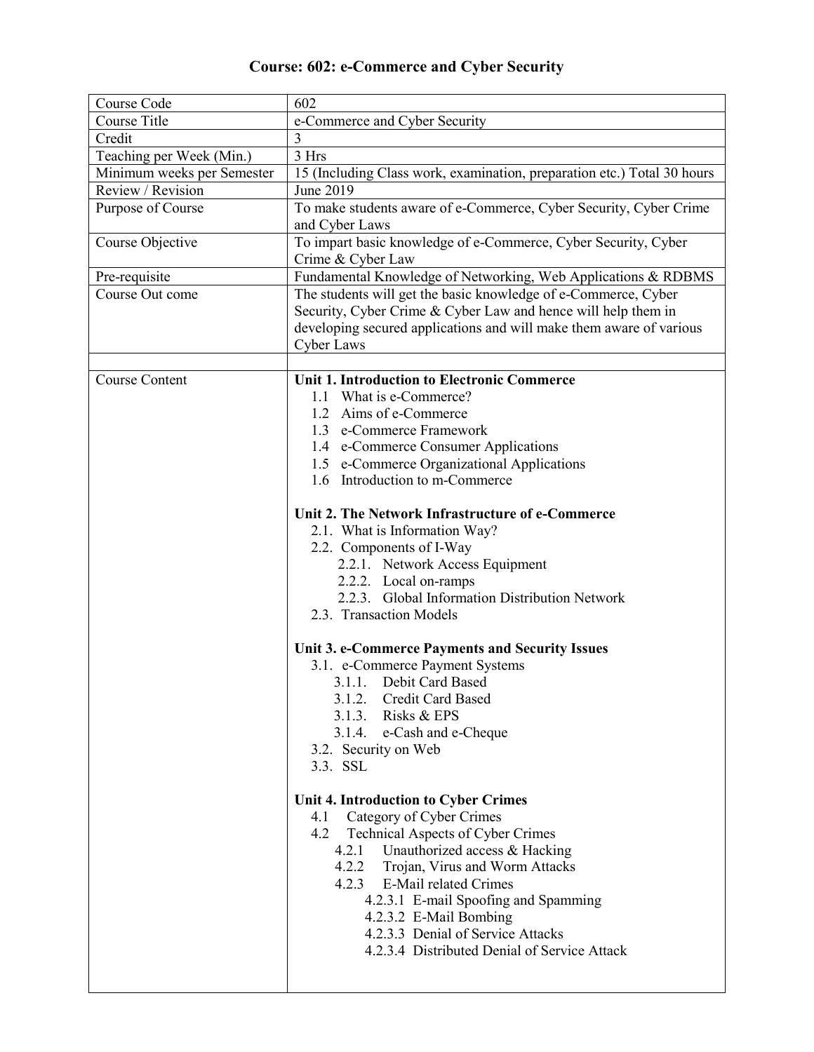# Course: 602: e-Commerce and Cyber Security

| | |
|---|---|
| Course Code | 602 |
| Course Title | e-Commerce and Cyber Security |
| Credit | 3 |
| Teaching per Week (Min.) | 3 Hrs |
| Minimum weeks per Semester | 15 (Including Class work, examination, preparation etc.) Total 30 hours |
| Review / Revision | June 2019 |
| Purpose of Course | To make students aware of e-Commerce, Cyber Security, Cyber Crime and Cyber Laws |
| Course Objective | To impart basic knowledge of e-Commerce, Cyber Security, Cyber Crime & Cyber Law |
| Pre-requisite | Fundamental Knowledge of Networking, Web Applications & RDBMS |
| Course Out come | The students will get the basic knowledge of e-Commerce, Cyber Security, Cyber Crime & Cyber Law and hence will help them in developing secured applications and will make them aware of various Cyber Laws |
| | |
| Course Content | **Unit 1. Introduction to Electronic Commerce**<br>1.1 What is e-Commerce?<br>1.2 Aims of e-Commerce<br>1.3 e-Commerce Framework<br>1.4 e-Commerce Consumer Applications<br>1.5 e-Commerce Organizational Applications<br>1.6 Introduction to m-Commerce<br><br>**Unit 2. The Network Infrastructure of e-Commerce**<br>2.1. What is Information Way?<br>2.2. Components of I-Way<br>2.2.1. Network Access Equipment<br>2.2.2. Local on-ramps<br>2.2.3. Global Information Distribution Network<br>2.3. Transaction Models<br><br>**Unit 3. e-Commerce Payments and Security Issues**<br>3.1. e-Commerce Payment Systems<br>3.1.1. Debit Card Based<br>3.1.2. Credit Card Based<br>3.1.3. Risks & EPS<br>3.1.4. e-Cash and e-Cheque<br>3.2. Security on Web<br>3.3. SSL<br><br>**Unit 4. Introduction to Cyber Crimes**<br>4.1 Category of Cyber Crimes<br>4.2 Technical Aspects of Cyber Crimes<br>4.2.1 Unauthorized access & Hacking<br>4.2.2 Trojan, Virus and Worm Attacks<br>4.2.3 E-Mail related Crimes<br>4.2.3.1 E-mail Spoofing and Spamming<br>4.2.3.2 E-Mail Bombing<br>4.2.3.3 Denial of Service Attacks<br>4.2.3.4 Distributed Denial of Service Attack |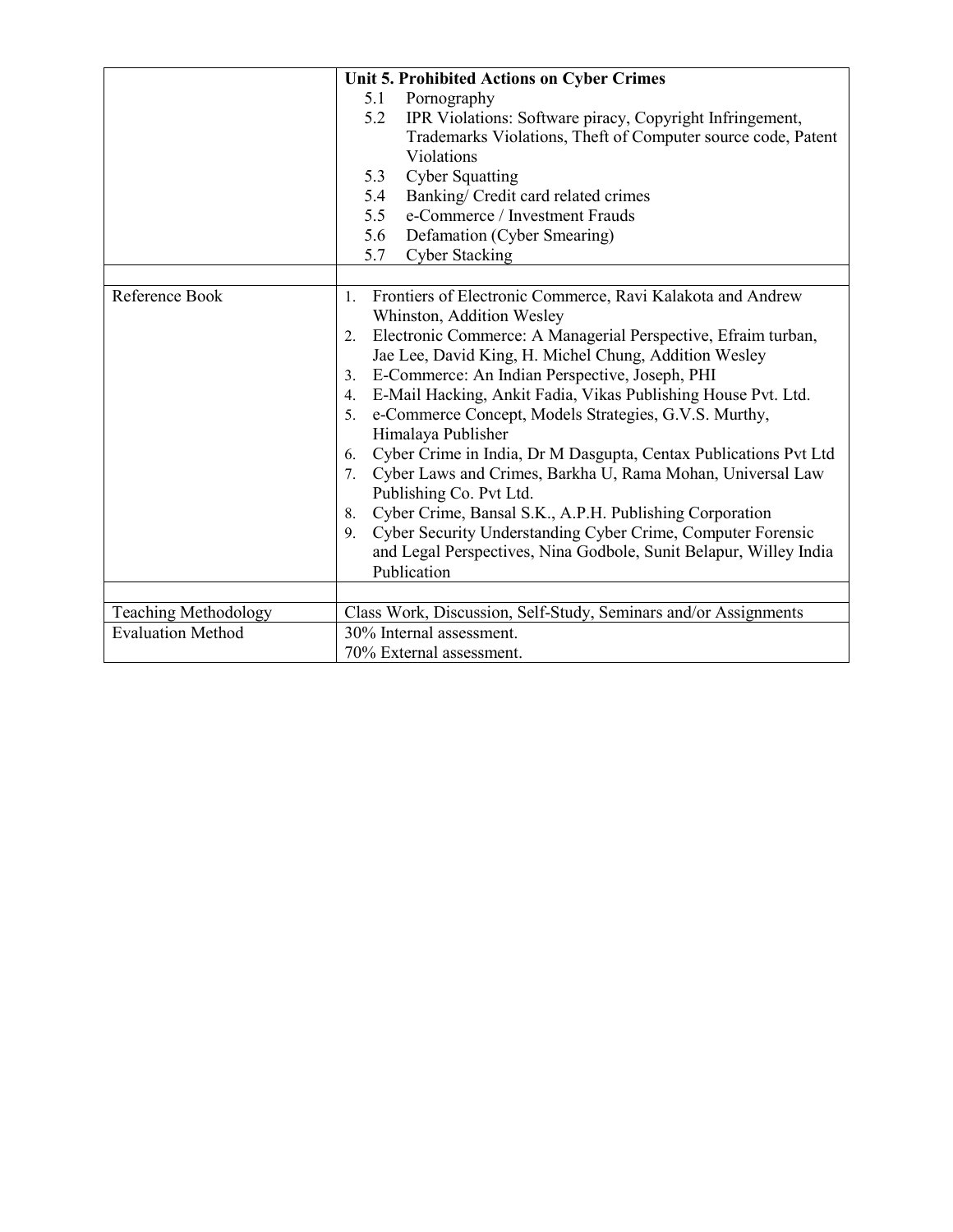| | |
|---|---|
| | **Unit 5. Prohibited Actions on Cyber Crimes**<br>5.1 Pornography<br>5.2 IPR Violations: Software piracy, Copyright Infringement, Trademarks Violations, Theft of Computer source code, Patent Violations<br>5.3 Cyber Squatting<br>5.4 Banking/ Credit card related crimes<br>5.5 e-Commerce / Investment Frauds<br>5.6 Defamation (Cyber Smearing)<br>5.7 Cyber Stacking |
| | |
| Reference Book | 1. Frontiers of Electronic Commerce, Ravi Kalakota and Andrew Whinston, Addition Wesley<br>2. Electronic Commerce: A Managerial Perspective, Efraim turban, Jae Lee, David King, H. Michel Chung, Addition Wesley<br>3. E-Commerce: An Indian Perspective, Joseph, PHI<br>4. E-Mail Hacking, Ankit Fadia, Vikas Publishing House Pvt. Ltd.<br>5. e-Commerce Concept, Models Strategies, G.V.S. Murthy, Himalaya Publisher<br>6. Cyber Crime in India, Dr M Dasgupta, Centax Publications Pvt Ltd<br>7. Cyber Laws and Crimes, Barkha U, Rama Mohan, Universal Law Publishing Co. Pvt Ltd.<br>8. Cyber Crime, Bansal S.K., A.P.H. Publishing Corporation<br>9. Cyber Security Understanding Cyber Crime, Computer Forensic and Legal Perspectives, Nina Godbole, Sunit Belapur, Willey India Publication |
| | |
| Teaching Methodology | Class Work, Discussion, Self-Study, Seminars and/or Assignments |
| Evaluation Method | 30% Internal assessment.<br>70% External assessment. |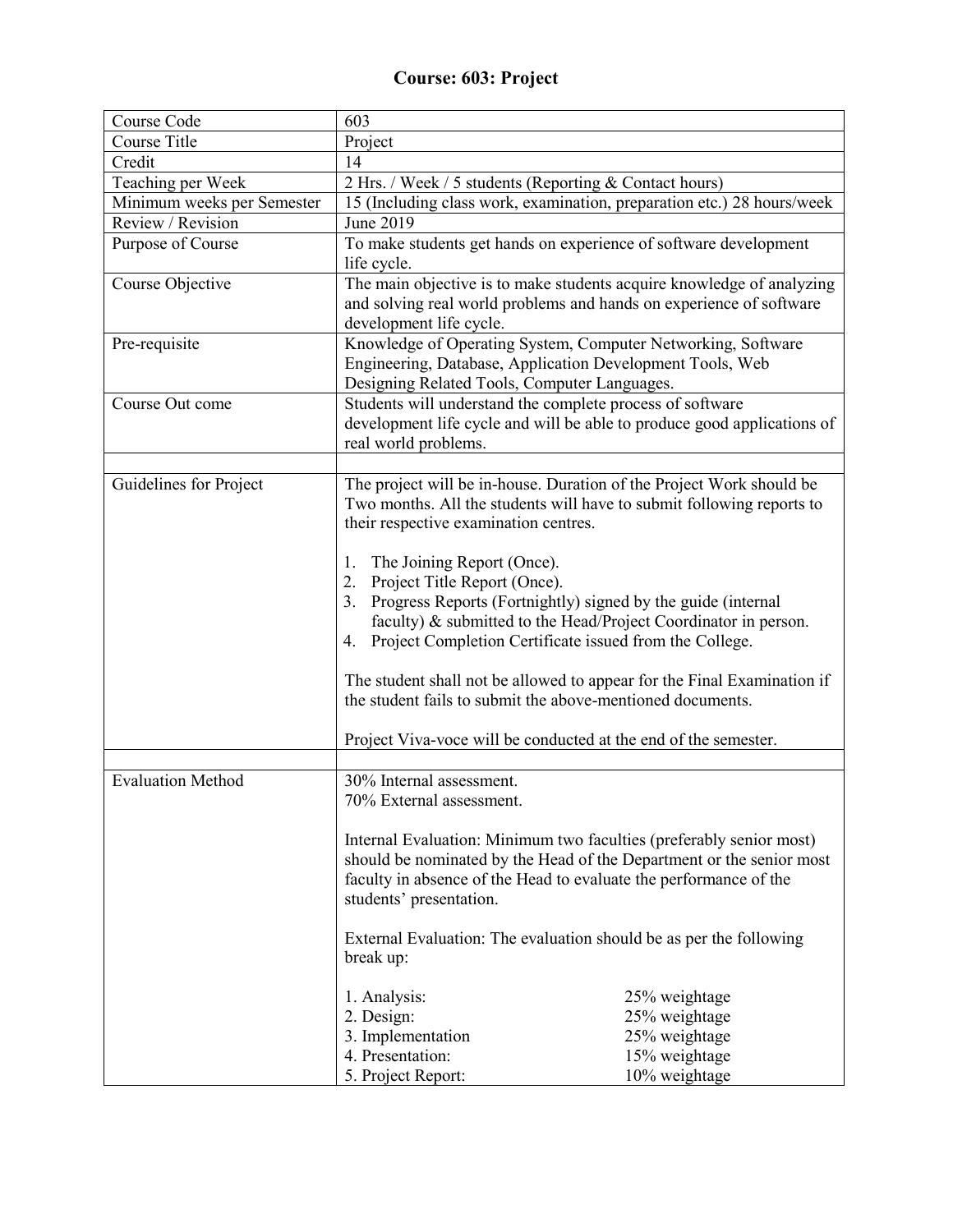# Course: 603: Project

| Course Code | 603 |
|---|---|
| Course Title | Project |
| Credit | 14 |
| Teaching per Week | 2 Hrs. / Week / 5 students (Reporting & Contact hours) |
| Minimum weeks per Semester | 15 (Including class work, examination, preparation etc.) 28 hours/week |
| Review / Revision | June 2019 |
| Purpose of Course | To make students get hands on experience of software development life cycle. |
| Course Objective | The main objective is to make students acquire knowledge of analyzing and solving real world problems and hands on experience of software development life cycle. |
| Pre-requisite | Knowledge of Operating System, Computer Networking, Software Engineering, Database, Application Development Tools, Web Designing Related Tools, Computer Languages. |
| Course Out come | Students will understand the complete process of software development life cycle and will be able to produce good applications of real world problems. |
| | |
| Guidelines for Project | The project will be in-house. Duration of the Project Work should be Two months. All the students will have to submit following reports to their respective examination centres.<br><br>1. The Joining Report (Once).<br>2. Project Title Report (Once).<br>3. Progress Reports (Fortnightly) signed by the guide (internal faculty) & submitted to the Head/Project Coordinator in person.<br>4. Project Completion Certificate issued from the College.<br><br>The student shall not be allowed to appear for the Final Examination if the student fails to submit the above-mentioned documents.<br><br>Project Viva-voce will be conducted at the end of the semester. |
| | |
| Evaluation Method | 30% Internal assessment.<br>70% External assessment.<br><br>Internal Evaluation: Minimum two faculties (preferably senior most) should be nominated by the Head of the Department or the senior most faculty in absence of the Head to evaluate the performance of the students' presentation.<br><br>External Evaluation: The evaluation should be as per the following break up:<br><br>1. Analysis: 25% weightage<br>2. Design: 25% weightage<br>3. Implementation 25% weightage<br>4. Presentation: 15% weightage<br>5. Project Report: 10% weightage |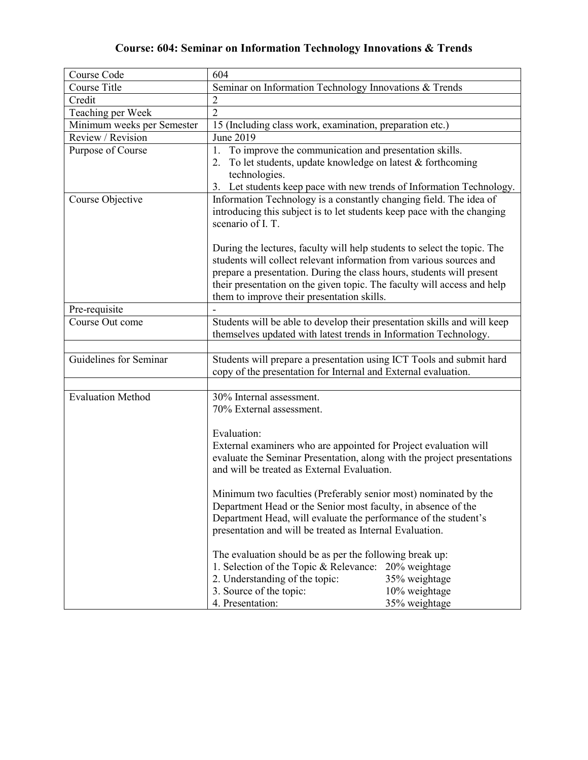# Course: 604: Seminar on Information Technology Innovations & Trends

| | |
|---|---|
| Course Code | 604 |
| Course Title | Seminar on Information Technology Innovations & Trends |
| Credit | 2 |
| Teaching per Week | 2 |
| Minimum weeks per Semester | 15 (Including class work, examination, preparation etc.) |
| Review / Revision | June 2019 |
| Purpose of Course | 1. To improve the communication and presentation skills.<br>2. To let students, update knowledge on latest & forthcoming technologies.<br>3. Let students keep pace with new trends of Information Technology. |
| Course Objective | Information Technology is a constantly changing field. The idea of introducing this subject is to let students keep pace with the changing scenario of I. T.<br><br>During the lectures, faculty will help students to select the topic. The students will collect relevant information from various sources and prepare a presentation. During the class hours, students will present their presentation on the given topic. The faculty will access and help them to improve their presentation skills. |
| Pre-requisite | - |
| Course Out come | Students will be able to develop their presentation skills and will keep themselves updated with latest trends in Information Technology. |
| | |
| Guidelines for Seminar | Students will prepare a presentation using ICT Tools and submit hard copy of the presentation for Internal and External evaluation. |
| | |
| Evaluation Method | 30% Internal assessment.<br>70% External assessment.<br><br>Evaluation:<br>External examiners who are appointed for Project evaluation will evaluate the Seminar Presentation, along with the project presentations and will be treated as External Evaluation.<br><br>Minimum two faculties (Preferably senior most) nominated by the Department Head or the Senior most faculty, in absence of the Department Head, will evaluate the performance of the student's presentation and will be treated as Internal Evaluation.<br><br>The evaluation should be as per the following break up:<br>1. Selection of the Topic & Relevance: 20% weightage<br>2. Understanding of the topic: 35% weightage<br>3. Source of the topic: 10% weightage<br>4. Presentation: 35% weightage |